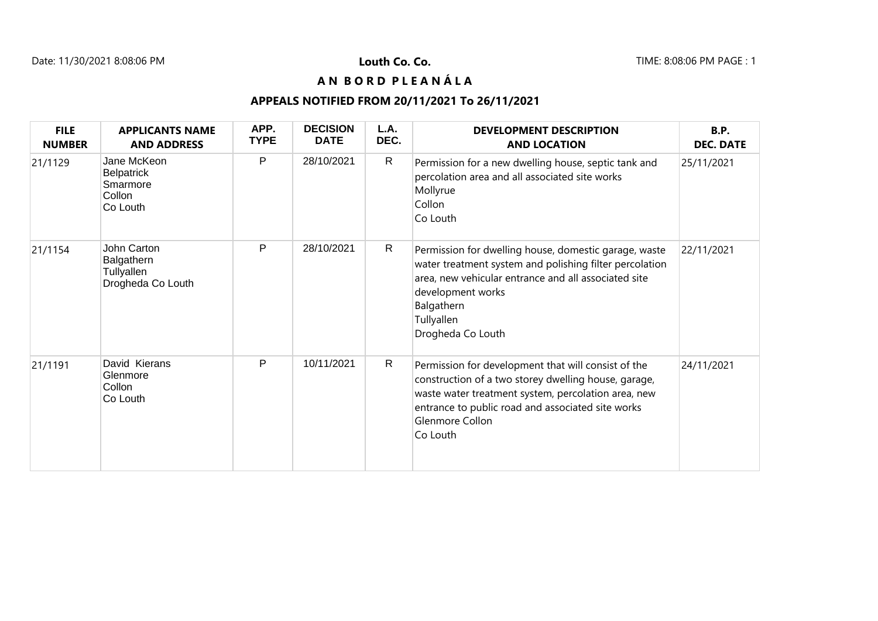**Louth Co. Co.**

# A N B O R D P L E A N Á L A

## APPEALS NOTIFIED FROM 20/11/2021 To 26/11/2021

| FILE NUMBER | APPLICANTS NAME AND ADDRESS | APP. TYPE | DECISION DATE | L.A. DEC. | DEVELOPMENT DESCRIPTION AND LOCATION | B.P. DEC. DATE |
|---|---|---|---|---|---|---|
| 21/1129 | Jane McKeon<br>Belpatrick<br>Smarmore<br>Collon<br>Co Louth | P | 28/10/2021 | R | Permission for a new dwelling house, septic tank and percolation area and all associated site works<br>Mollyrue<br>Collon<br>Co Louth | 25/11/2021 |
| 21/1154 | John Carton<br>Balgathern<br>Tullyallen<br>Drogheda Co Louth | P | 28/10/2021 | R | Permission for dwelling house, domestic garage, waste water treatment system and polishing filter percolation area, new vehicular entrance and all associated site development works<br>Balgathern<br>Tullyallen<br>Drogheda Co Louth | 22/11/2021 |
| 21/1191 | David Kierans<br>Glenmore<br>Collon<br>Co Louth | P | 10/11/2021 | R | Permission for development that will consist of the construction of a two storey dwelling house, garage, waste water treatment system, percolation area, new entrance to public road and associated site works<br>Glenmore Collon<br>Co Louth | 24/11/2021 |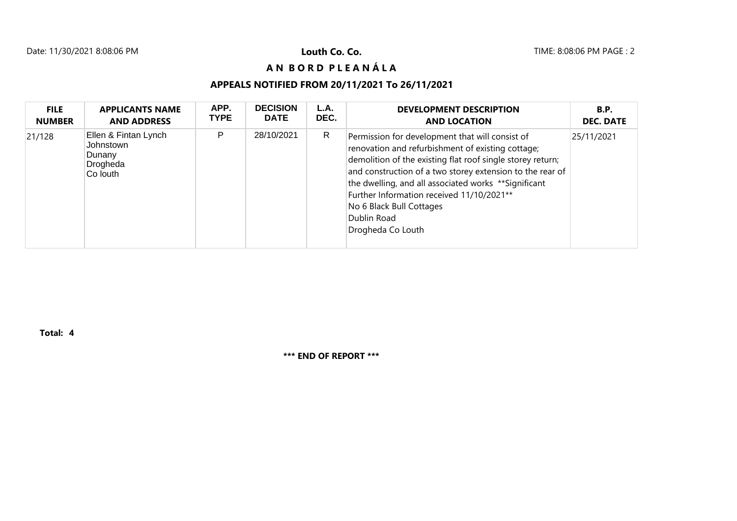**Louth Co. Co.**

**A N B O R D P L E A N Á L A**

**APPEALS NOTIFIED FROM 20/11/2021 To 26/11/2021**

| FILE NUMBER | APPLICANTS NAME AND ADDRESS | APP. TYPE | DECISION DATE | L.A. DEC. | DEVELOPMENT DESCRIPTION AND LOCATION | B.P. DEC. DATE |
|---|---|---|---|---|---|---|
| 21/128 | Ellen & Fintan Lynch<br>Johnstown<br>Dunany<br>Drogheda<br>Co louth | P | 28/10/2021 | R | Permission for development that will consist of renovation and refurbishment of existing cottage; demolition of the existing flat roof single storey return; and construction of a two storey extension to the rear of the dwelling, and all associated works **Significant Further Information received 11/10/2021**<br>No 6 Black Bull Cottages<br>Dublin Road<br>Drogheda Co Louth | 25/11/2021 |

**Total: 4**

**\*\*\* END OF REPORT \*\*\***